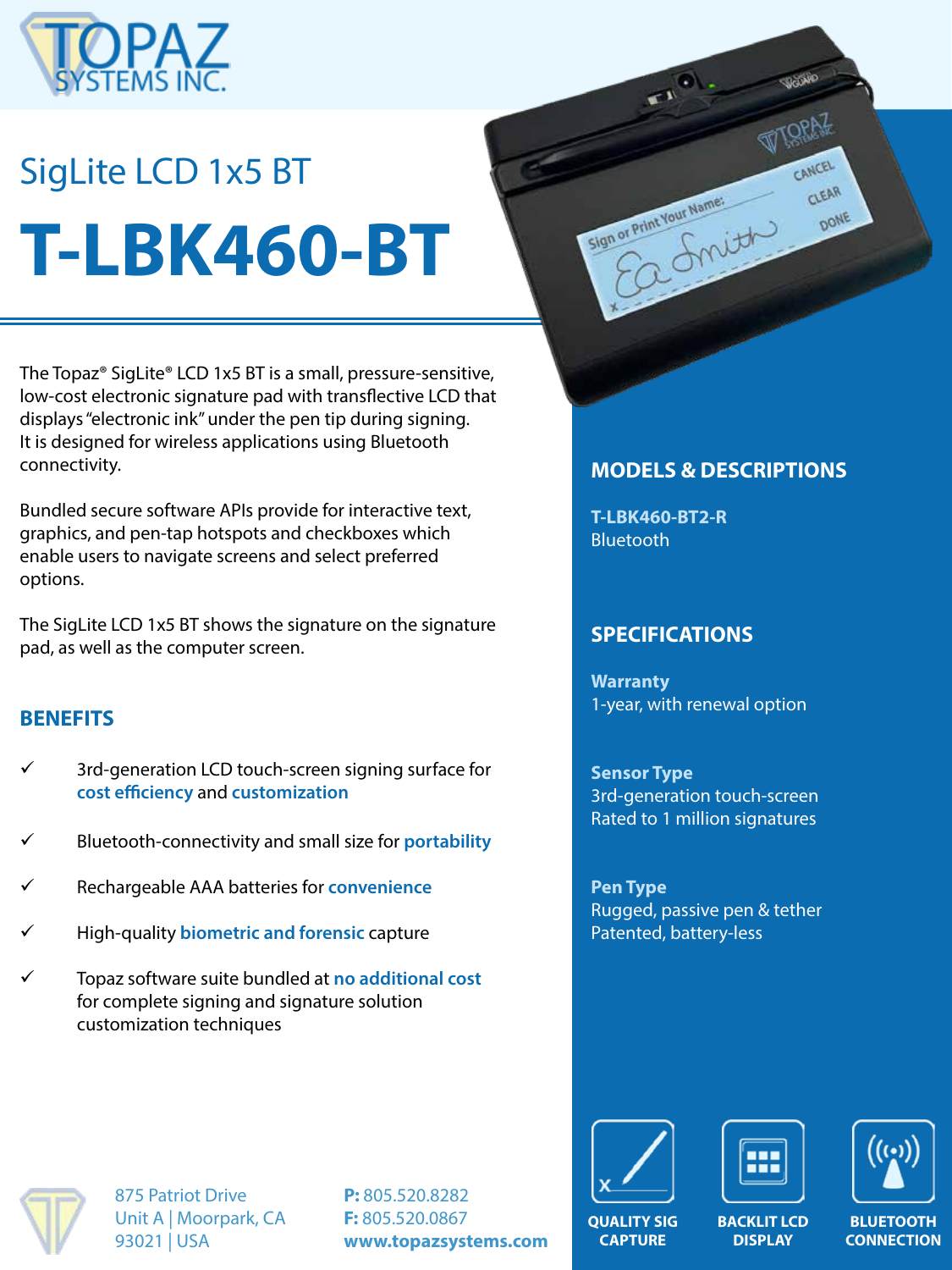# SigLite LCD 1x5 BT

# T-LBK460-BT

The Topaz® SigLite® LCD 1x5 BT is a small, pressure-sensitive, low-cost electronic signature pad with transflective LCD that displays "electronic ink" under the pen tip during signing. It is designed for wireless applications using Bluetooth connectivity.

Bundled secure software APIs provide for interactive text, graphics, and pen-tap hotspots and checkboxes which enable users to navigate screens and select preferred options.

The SigLite LCD 1x5 BT shows the signature on the signature pad, as well as the computer screen.

## BENEFITS

- ✓ 3rd-generation LCD touch-screen signing surface for **cost efficiency** and **customization**
- ✓ Bluetooth-connectivity and small size for **portability**
- ✓ Rechargeable AAA batteries for **convenience**
- ✓ High-quality **biometric and forensic** capture
- ✓ Topaz software suite bundled at **no additional cost** for complete signing and signature solution customization techniques

## MODELS & DESCRIPTIONS

**T-LBK460-BT2-R**
Bluetooth

## SPECIFICATIONS

**Warranty**
1-year, with renewal option

**Sensor Type**
3rd-generation touch-screen
Rated to 1 million signatures

**Pen Type**
Rugged, passive pen & tether
Patented, battery-less

QUALITY SIG CAPTURE | BACKLIT LCD DISPLAY | BLUETOOTH CONNECTION

875 Patriot Drive
Unit A | Moorpark, CA
93021 | USA

**P:** 805.520.8282
**F:** 805.520.0867
**www.topazsystems.com**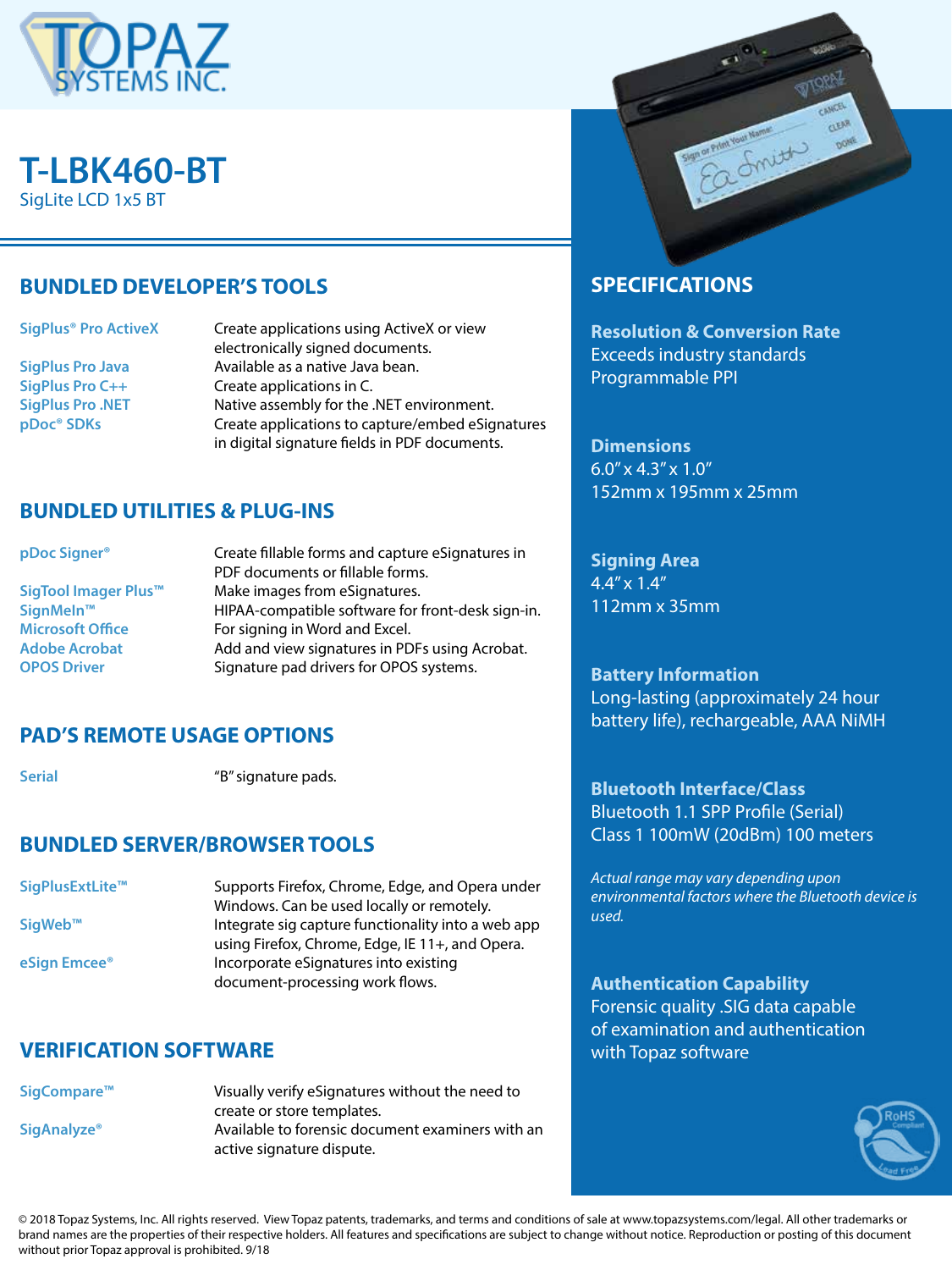# TOPAZ SYSTEMS INC.

# T-LBK460-BT

SigLite LCD 1x5 BT

## BUNDLED DEVELOPER'S TOOLS

| | |
|---|---|
| **SigPlus® Pro ActiveX** | Create applications using ActiveX or view electronically signed documents. |
| **SigPlus Pro Java** | Available as a native Java bean. |
| **SigPlus Pro C++** | Create applications in C. |
| **SigPlus Pro .NET** | Native assembly for the .NET environment. |
| **pDoc® SDKs** | Create applications to capture/embed eSignatures in digital signature fields in PDF documents. |

## BUNDLED UTILITIES & PLUG-INS

| | |
|---|---|
| **pDoc Signer®** | Create fillable forms and capture eSignatures in PDF documents or fillable forms. |
| **SigTool Imager Plus™** | Make images from eSignatures. |
| **SignMeIn™** | HIPAA-compatible software for front-desk sign-in. |
| **Microsoft Office** | For signing in Word and Excel. |
| **Adobe Acrobat** | Add and view signatures in PDFs using Acrobat. |
| **OPOS Driver** | Signature pad drivers for OPOS systems. |

## PAD'S REMOTE USAGE OPTIONS

| | |
|---|---|
| **Serial** | "B" signature pads. |

## BUNDLED SERVER/BROWSER TOOLS

| | |
|---|---|
| **SigPlusExtLite™** | Supports Firefox, Chrome, Edge, and Opera under Windows. Can be used locally or remotely. |
| **SigWeb™** | Integrate sig capture functionality into a web app using Firefox, Chrome, Edge, IE 11+, and Opera. |
| **eSign Emcee®** | Incorporate eSignatures into existing document-processing work flows. |

## VERIFICATION SOFTWARE

| | |
|---|---|
| **SigCompare™** | Visually verify eSignatures without the need to create or store templates. |
| **SigAnalyze®** | Available to forensic document examiners with an active signature dispute. |

## SPECIFICATIONS

**Resolution & Conversion Rate**
Exceeds industry standards
Programmable PPI

**Dimensions**
6.0" x 4.3" x 1.0"
152mm x 195mm x 25mm

**Signing Area**
4.4" x 1.4"
112mm x 35mm

**Battery Information**
Long-lasting (approximately 24 hour battery life), rechargeable, AAA NiMH

**Bluetooth Interface/Class**
Bluetooth 1.1 SPP Profile (Serial)
Class 1 100mW (20dBm) 100 meters

*Actual range may vary depending upon environmental factors where the Bluetooth device is used.*

**Authentication Capability**
Forensic quality .SIG data capable of examination and authentication with Topaz software

RoHS Compliant – Lead Free

© 2018 Topaz Systems, Inc. All rights reserved. View Topaz patents, trademarks, and terms and conditions of sale at www.topazsystems.com/legal. All other trademarks or brand names are the properties of their respective holders. All features and specifications are subject to change without notice. Reproduction or posting of this document without prior Topaz approval is prohibited. 9/18